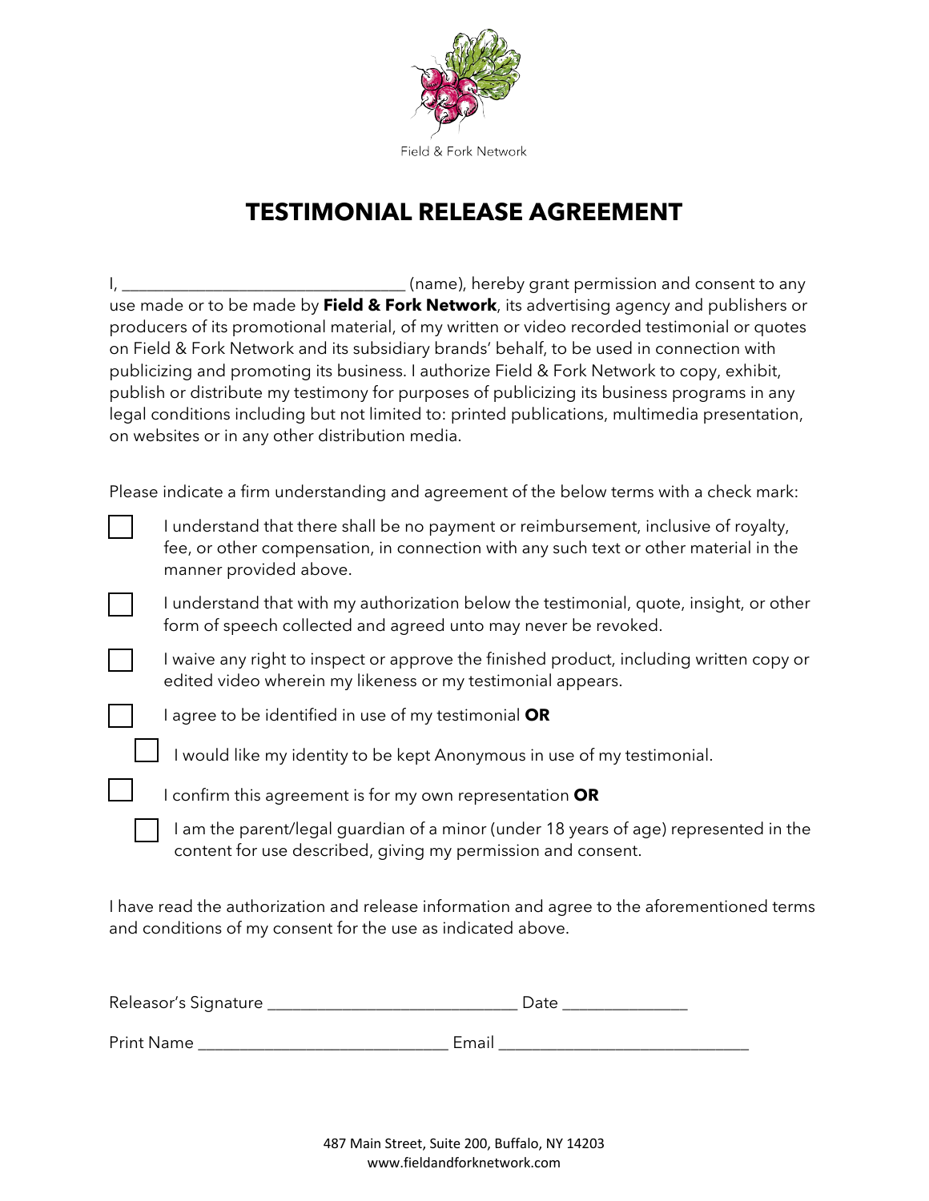Field & Fork Network

# TESTIMONIAL RELEASE AGREEMENT

I, _________________________________ (name), hereby grant permission and consent to any use made or to be made by **Field & Fork Network**, its advertising agency and publishers or producers of its promotional material, of my written or video recorded testimonial or quotes on Field & Fork Network and its subsidiary brands' behalf, to be used in connection with publicizing and promoting its business. I authorize Field & Fork Network to copy, exhibit, publish or distribute my testimony for purposes of publicizing its business programs in any legal conditions including but not limited to: printed publications, multimedia presentation, on websites or in any other distribution media.

Please indicate a firm understanding and agreement of the below terms with a check mark:

- ☐ I understand that there shall be no payment or reimbursement, inclusive of royalty, fee, or other compensation, in connection with any such text or other material in the manner provided above.
- ☐ I understand that with my authorization below the testimonial, quote, insight, or other form of speech collected and agreed unto may never be revoked.
- ☐ I waive any right to inspect or approve the finished product, including written copy or edited video wherein my likeness or my testimonial appears.
- ☐ I agree to be identified in use of my testimonial **OR**
  - ☐ I would like my identity to be kept Anonymous in use of my testimonial.
- ☐ I confirm this agreement is for my own representation **OR**
  - ☐ I am the parent/legal guardian of a minor (under 18 years of age) represented in the content for use described, giving my permission and consent.

I have read the authorization and release information and agree to the aforementioned terms and conditions of my consent for the use as indicated above.

Releasor's Signature ______________________________ Date ______________

Print Name ______________________________ Email ______________________________

487 Main Street, Suite 200, Buffalo, NY 14203
www.fieldandforknetwork.com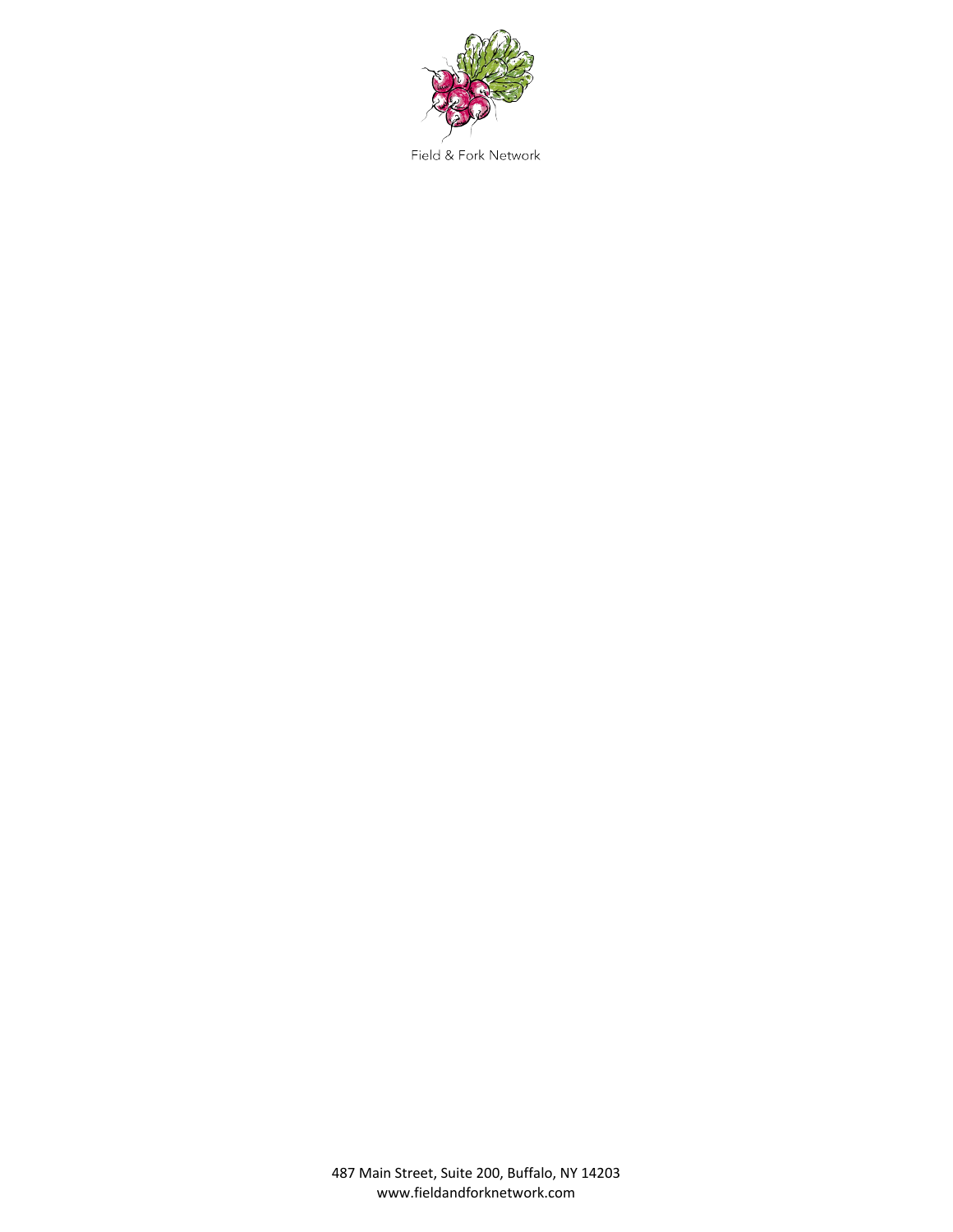Field & Fork Network

487 Main Street, Suite 200, Buffalo, NY 14203
www.fieldandforknetwork.com